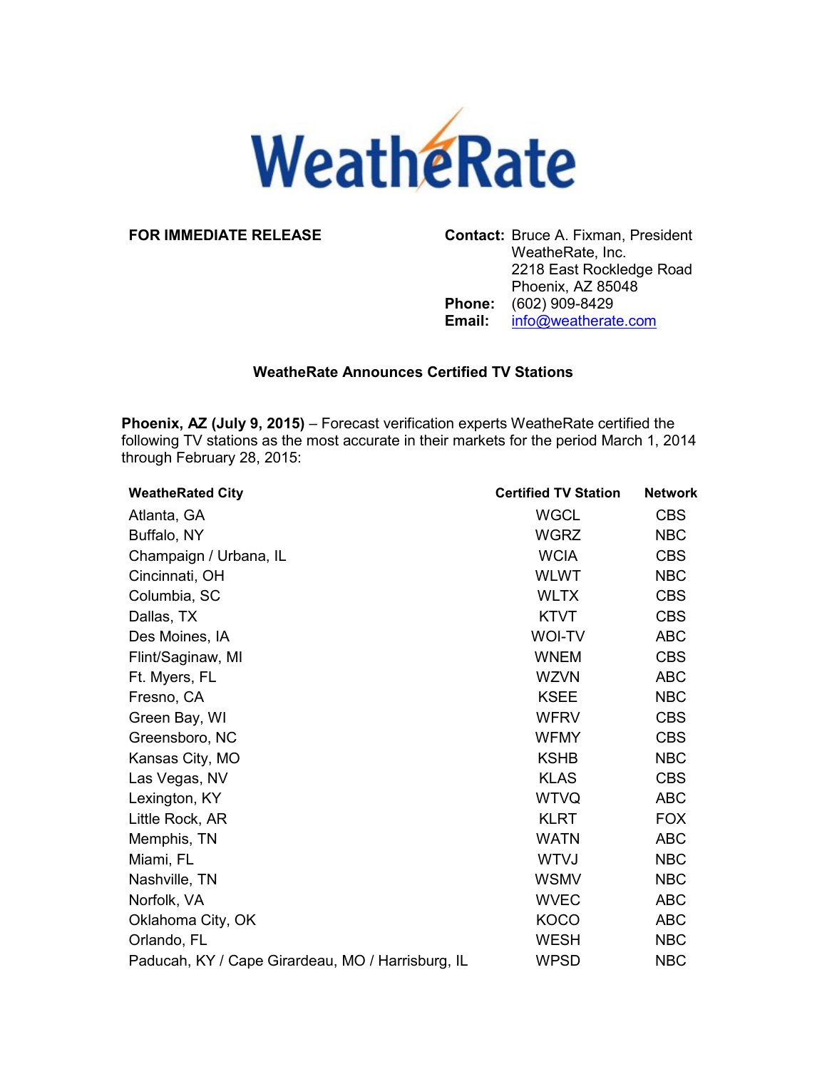# WeatheRate

**FOR IMMEDIATE RELEASE**

**Contact:** Bruce A. Fixman, President
WeatheRate, Inc.
2218 East Rockledge Road
Phoenix, AZ 85048
**Phone:** (602) 909-8429
**Email:** info@weatherate.com

## WeatheRate Announces Certified TV Stations

**Phoenix, AZ (July 9, 2015)** – Forecast verification experts WeatheRate certified the following TV stations as the most accurate in their markets for the period March 1, 2014 through February 28, 2015:

| WeatheRated City | Certified TV Station | Network |
|---|---|---|
| Atlanta, GA | WGCL | CBS |
| Buffalo, NY | WGRZ | NBC |
| Champaign / Urbana, IL | WCIA | CBS |
| Cincinnati, OH | WLWT | NBC |
| Columbia, SC | WLTX | CBS |
| Dallas, TX | KTVT | CBS |
| Des Moines, IA | WOI-TV | ABC |
| Flint/Saginaw, MI | WNEM | CBS |
| Ft. Myers, FL | WZVN | ABC |
| Fresno, CA | KSEE | NBC |
| Green Bay, WI | WFRV | CBS |
| Greensboro, NC | WFMY | CBS |
| Kansas City, MO | KSHB | NBC |
| Las Vegas, NV | KLAS | CBS |
| Lexington, KY | WTVQ | ABC |
| Little Rock, AR | KLRT | FOX |
| Memphis, TN | WATN | ABC |
| Miami, FL | WTVJ | NBC |
| Nashville, TN | WSMV | NBC |
| Norfolk, VA | WVEC | ABC |
| Oklahoma City, OK | KOCO | ABC |
| Orlando, FL | WESH | NBC |
| Paducah, KY / Cape Girardeau, MO / Harrisburg, IL | WPSD | NBC |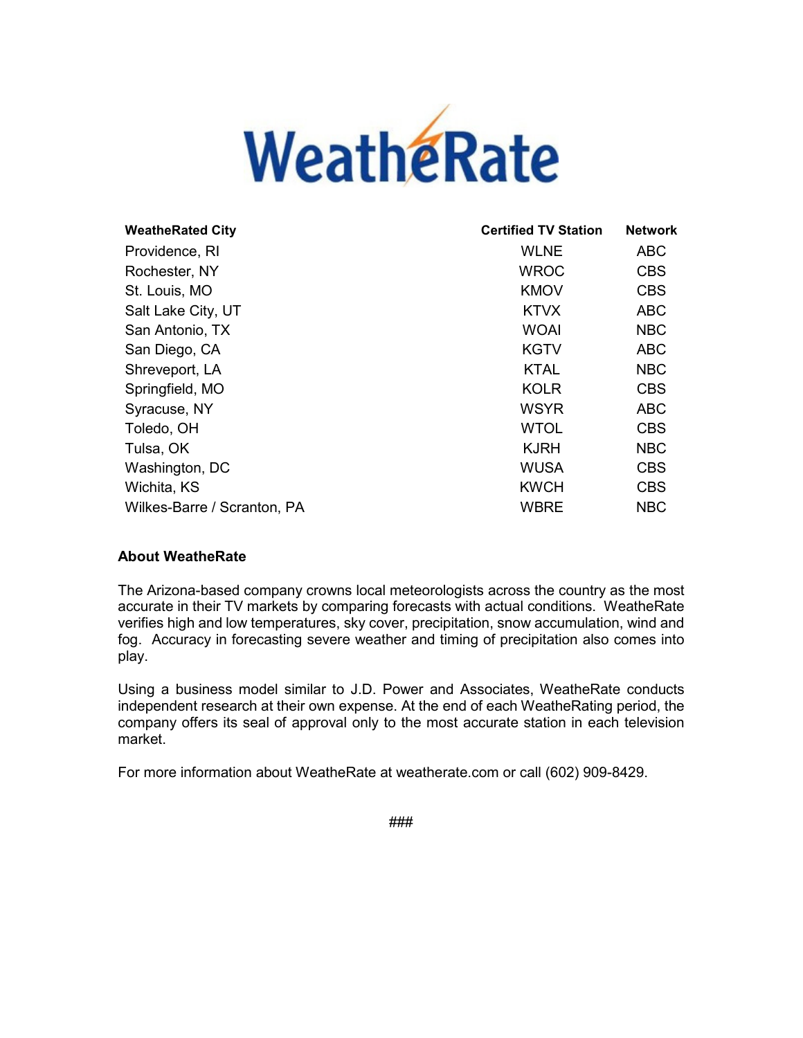# WeatheRate

| WeatheRated City | Certified TV Station | Network |
|---|---|---|
| Providence, RI | WLNE | ABC |
| Rochester, NY | WROC | CBS |
| St. Louis, MO | KMOV | CBS |
| Salt Lake City, UT | KTVX | ABC |
| San Antonio, TX | WOAI | NBC |
| San Diego, CA | KGTV | ABC |
| Shreveport, LA | KTAL | NBC |
| Springfield, MO | KOLR | CBS |
| Syracuse, NY | WSYR | ABC |
| Toledo, OH | WTOL | CBS |
| Tulsa, OK | KJRH | NBC |
| Washington, DC | WUSA | CBS |
| Wichita, KS | KWCH | CBS |
| Wilkes-Barre / Scranton, PA | WBRE | NBC |

**About WeatheRate**

The Arizona-based company crowns local meteorologists across the country as the most accurate in their TV markets by comparing forecasts with actual conditions. WeatheRate verifies high and low temperatures, sky cover, precipitation, snow accumulation, wind and fog. Accuracy in forecasting severe weather and timing of precipitation also comes into play.

Using a business model similar to J.D. Power and Associates, WeatheRate conducts independent research at their own expense. At the end of each WeatheRating period, the company offers its seal of approval only to the most accurate station in each television market.

For more information about WeatheRate at weatherate.com or call (602) 909-8429.

###